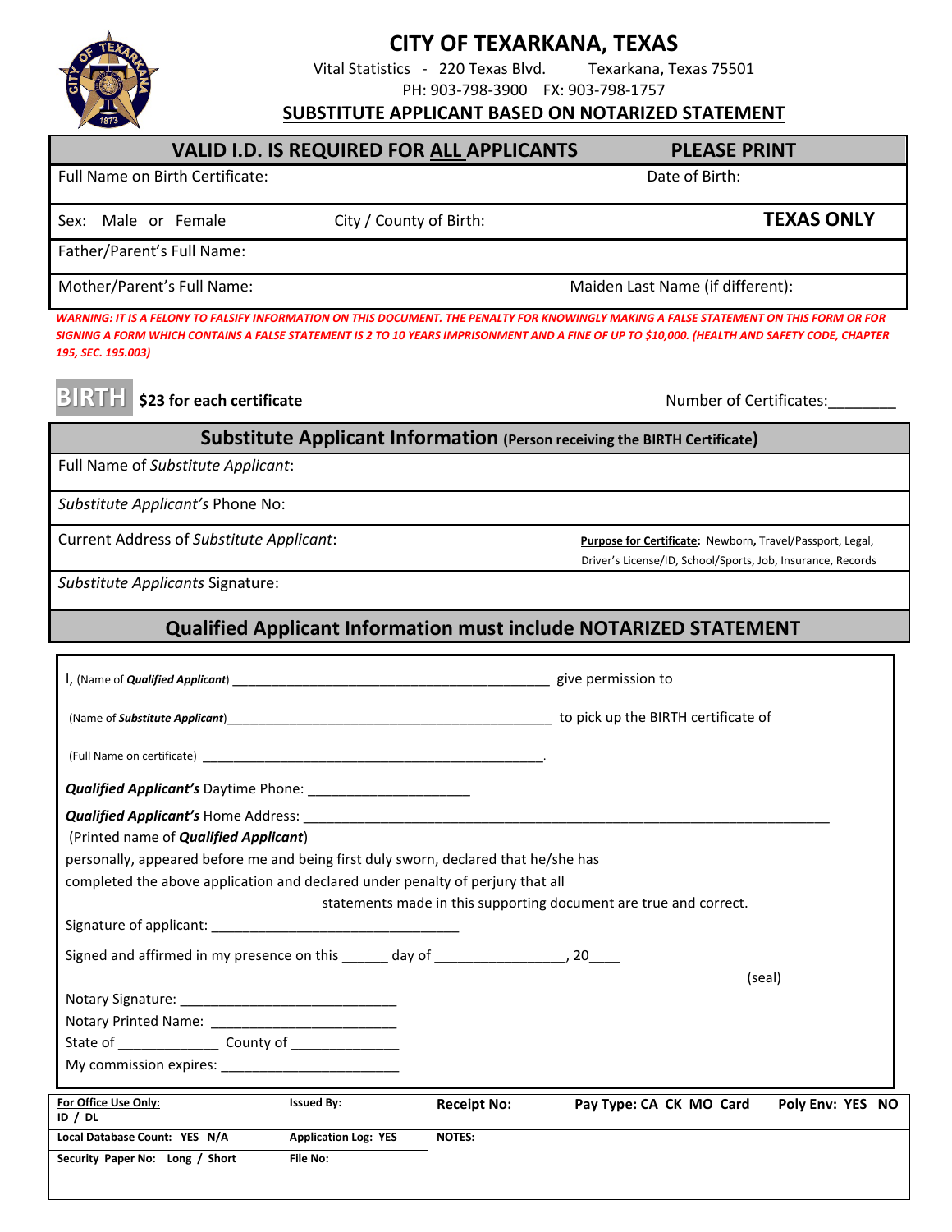# CITY OF TEXARKANA, TEXAS

Vital Statistics - 220 Texas Blvd. Texarkana, Texas 75501

PH: 903-798-3900 FX: 903-798-1757

## SUBSTITUTE APPLICANT BASED ON NOTARIZED STATEMENT

| VALID I.D. IS REQUIRED FOR ALL APPLICANTS | | PLEASE PRINT |
|---|---|---|
| Full Name on Birth Certificate: | | Date of Birth: |
| Sex: Male or Female | City / County of Birth: | **TEXAS ONLY** |
| Father/Parent's Full Name: | | |
| Mother/Parent's Full Name: | | Maiden Last Name (if different): |

***WARNING: IT IS A FELONY TO FALSIFY INFORMATION ON THIS DOCUMENT. THE PENALTY FOR KNOWINGLY MAKING A FALSE STATEMENT ON THIS FORM OR FOR SIGNING A FORM WHICH CONTAINS A FALSE STATEMENT IS 2 TO 10 YEARS IMPRISONMENT AND A FINE OF UP TO $10,000. (HEALTH AND SAFETY CODE, CHAPTER 195, SEC. 195.003)***

**BIRTH** **$23 for each certificate** Number of Certificates:________

| Substitute Applicant Information (Person receiving the BIRTH Certificate) | |
|---|---|
| Full Name of *Substitute Applicant*: | |
| *Substitute Applicant's* Phone No: | |
| Current Address of *Substitute Applicant*: | **Purpose for Certificate:** Newborn, Travel/Passport, Legal, Driver's License/ID, School/Sports, Job, Insurance, Records |
| *Substitute Applicants* Signature: | |

## Qualified Applicant Information must include NOTARIZED STATEMENT

I, (Name of ***Qualified Applicant***) ___________________________________________ give permission to

(Name of ***Substitute Applicant***)_____________________________________________ to pick up the BIRTH certificate of

(Full Name on certificate) _________________________________________________.

***Qualified Applicant's*** Daytime Phone: ____________________

***Qualified Applicant's*** Home Address: _______________________________________________________________________

(Printed name of ***Qualified Applicant***)

personally, appeared before me and being first duly sworn, declared that he/she has completed the above application and declared under penalty of perjury that all statements made in this supporting document are true and correct.

Signature of applicant: ________________________________

Signed and affirmed in my presence on this ______ day of ________________, 20____

(seal)

Notary Signature: ___________________________

Notary Printed Name: ________________________

State of _____________ County of _____________

My commission expires: _______________________

| For Office Use Only: ID / DL | Issued By: | Receipt No: | Pay Type: CA CK MO Card | Poly Env: YES NO |
|---|---|---|---|---|
| Local Database Count: YES N/A | Application Log: YES | NOTES: | | |
| Security Paper No: Long / Short | File No: | | | |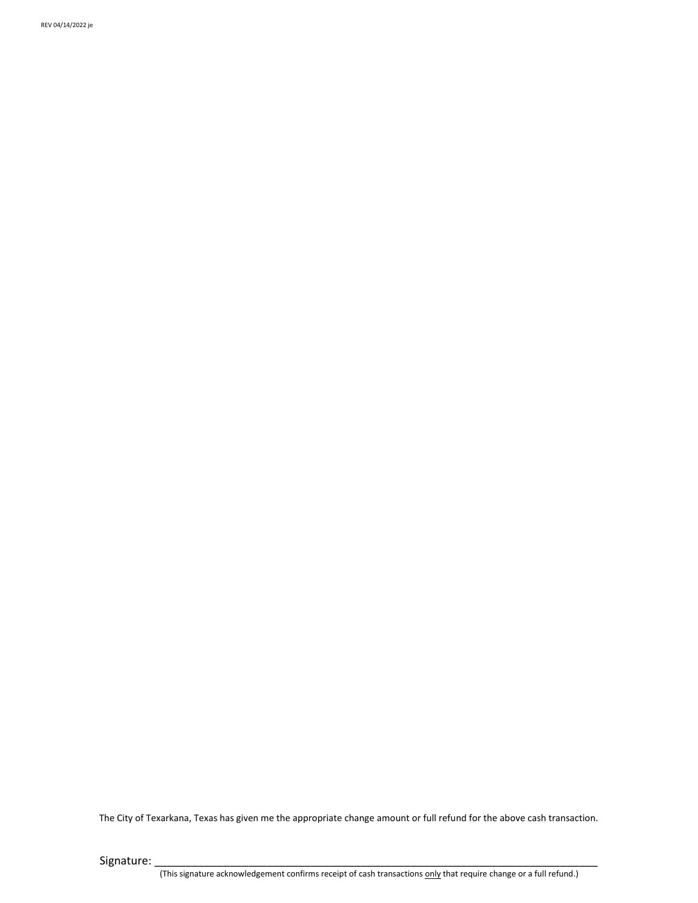The City of Texarkana, Texas has given me the appropriate change amount or full refund for the above cash transaction.

Signature: ___________________________________________________________________________

(This signature acknowledgement confirms receipt of cash transactions only that require change or a full refund.)